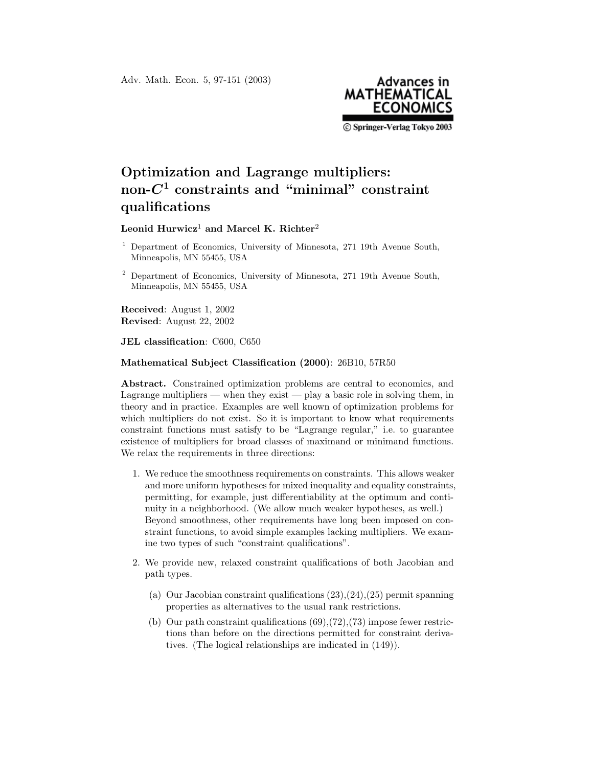# Optimization and Lagrange multipliers: non-$C^1$ constraints and "minimal" constraint qualifications

**Leonid Hurwicz**[1] **and Marcel K. Richter**[2]

[1] Department of Economics, University of Minnesota, 271 19th Avenue South, Minneapolis, MN 55455, USA

[2] Department of Economics, University of Minnesota, 271 19th Avenue South, Minneapolis, MN 55455, USA

**Received**: August 1, 2002
**Revised**: August 22, 2002

**JEL classification**: C600, C650

**Mathematical Subject Classification (2000)**: 26B10, 57R50

**Abstract.** Constrained optimization problems are central to economics, and Lagrange multipliers — when they exist — play a basic role in solving them, in theory and in practice. Examples are well known of optimization problems for which multipliers do not exist. So it is important to know what requirements constraint functions must satisfy to be "Lagrange regular," i.e. to guarantee existence of multipliers for broad classes of maximand or minimand functions. We relax the requirements in three directions:

1. We reduce the smoothness requirements on constraints. This allows weaker and more uniform hypotheses for mixed inequality and equality constraints, permitting, for example, just differentiability at the optimum and continuity in a neighborhood. (We allow much weaker hypotheses, as well.) Beyond smoothness, other requirements have long been imposed on constraint functions, to avoid simple examples lacking multipliers. We examine two types of such "constraint qualifications".

2. We provide new, relaxed constraint qualifications of both Jacobian and path types.

   (a) Our Jacobian constraint qualifications (23),(24),(25) permit spanning properties as alternatives to the usual rank restrictions.

   (b) Our path constraint qualifications (69),(72),(73) impose fewer restrictions than before on the directions permitted for constraint derivatives. (The logical relationships are indicated in (149)).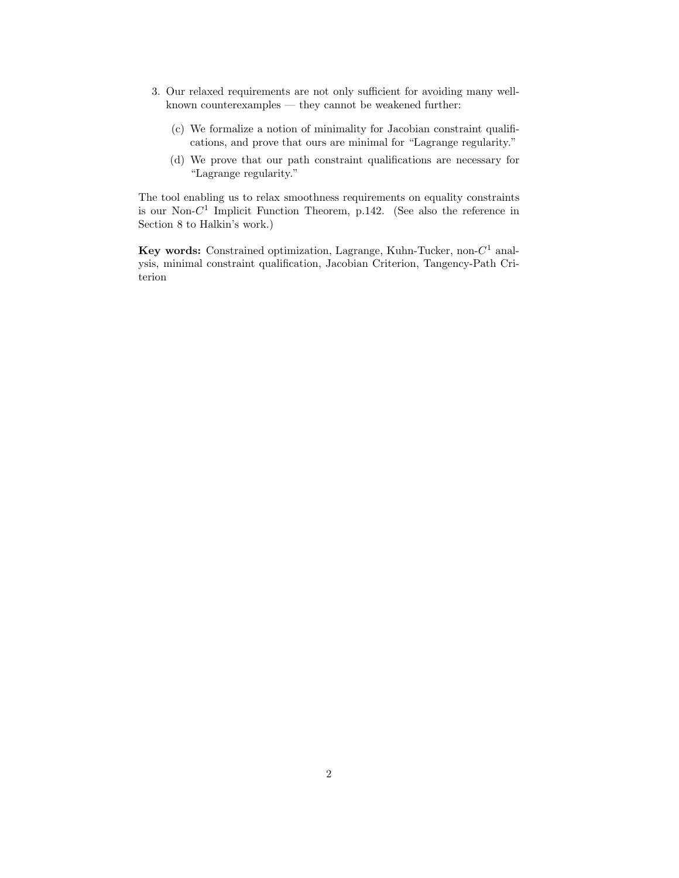3. Our relaxed requirements are not only sufficient for avoiding many well-known counterexamples — they cannot be weakened further:

   (c) We formalize a notion of minimality for Jacobian constraint qualifications, and prove that ours are minimal for "Lagrange regularity."

   (d) We prove that our path constraint qualifications are necessary for "Lagrange regularity."

The tool enabling us to relax smoothness requirements on equality constraints is our Non-$C^1$ Implicit Function Theorem, p.142. (See also the reference in Section 8 to Halkin's work.)

**Key words:** Constrained optimization, Lagrange, Kuhn-Tucker, non-$C^1$ analysis, minimal constraint qualification, Jacobian Criterion, Tangency-Path Criterion